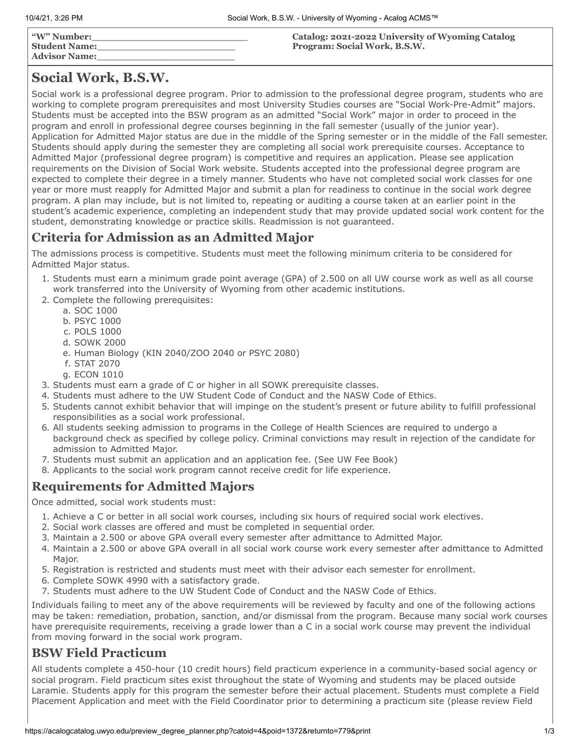**"W" Number:**\_\_\_\_\_\_\_\_\_\_\_\_\_\_\_\_\_\_\_\_\_\_\_\_\_\_
**Student Name:**\_\_\_\_\_\_\_\_\_\_\_\_\_\_\_\_\_\_\_\_\_\_\_\_
**Advisor Name:**\_\_\_\_\_\_\_\_\_\_\_\_\_\_\_\_\_\_\_\_\_\_\_\_

**Catalog: 2021-2022 University of Wyoming Catalog**
**Program: Social Work, B.S.W.**

# Social Work, B.S.W.

Social work is a professional degree program. Prior to admission to the professional degree program, students who are working to complete program prerequisites and most University Studies courses are "Social Work-Pre-Admit" majors. Students must be accepted into the BSW program as an admitted "Social Work" major in order to proceed in the program and enroll in professional degree courses beginning in the fall semester (usually of the junior year). Application for Admitted Major status are due in the middle of the Spring semester or in the middle of the Fall semester. Students should apply during the semester they are completing all social work prerequisite courses. Acceptance to Admitted Major (professional degree program) is competitive and requires an application. Please see application requirements on the Division of Social Work website. Students accepted into the professional degree program are expected to complete their degree in a timely manner. Students who have not completed social work classes for one year or more must reapply for Admitted Major and submit a plan for readiness to continue in the social work degree program. A plan may include, but is not limited to, repeating or auditing a course taken at an earlier point in the student's academic experience, completing an independent study that may provide updated social work content for the student, demonstrating knowledge or practice skills. Readmission is not guaranteed.

## Criteria for Admission as an Admitted Major

The admissions process is competitive. Students must meet the following minimum criteria to be considered for Admitted Major status.

1. Students must earn a minimum grade point average (GPA) of 2.500 on all UW course work as well as all course work transferred into the University of Wyoming from other academic institutions.
2. Complete the following prerequisites:
   a. SOC 1000
   b. PSYC 1000
   c. POLS 1000
   d. SOWK 2000
   e. Human Biology (KIN 2040/ZOO 2040 or PSYC 2080)
   f. STAT 2070
   g. ECON 1010
3. Students must earn a grade of C or higher in all SOWK prerequisite classes.
4. Students must adhere to the UW Student Code of Conduct and the NASW Code of Ethics.
5. Students cannot exhibit behavior that will impinge on the student's present or future ability to fulfill professional responsibilities as a social work professional.
6. All students seeking admission to programs in the College of Health Sciences are required to undergo a background check as specified by college policy. Criminal convictions may result in rejection of the candidate for admission to Admitted Major.
7. Students must submit an application and an application fee. (See UW Fee Book)
8. Applicants to the social work program cannot receive credit for life experience.

## Requirements for Admitted Majors

Once admitted, social work students must:

1. Achieve a C or better in all social work courses, including six hours of required social work electives.
2. Social work classes are offered and must be completed in sequential order.
3. Maintain a 2.500 or above GPA overall every semester after admittance to Admitted Major.
4. Maintain a 2.500 or above GPA overall in all social work course work every semester after admittance to Admitted Major.
5. Registration is restricted and students must meet with their advisor each semester for enrollment.
6. Complete SOWK 4990 with a satisfactory grade.
7. Students must adhere to the UW Student Code of Conduct and the NASW Code of Ethics.

Individuals failing to meet any of the above requirements will be reviewed by faculty and one of the following actions may be taken: remediation, probation, sanction, and/or dismissal from the program. Because many social work courses have prerequisite requirements, receiving a grade lower than a C in a social work course may prevent the individual from moving forward in the social work program.

## BSW Field Practicum

All students complete a 450-hour (10 credit hours) field practicum experience in a community-based social agency or social program. Field practicum sites exist throughout the state of Wyoming and students may be placed outside Laramie. Students apply for this program the semester before their actual placement. Students must complete a Field Placement Application and meet with the Field Coordinator prior to determining a practicum site (please review Field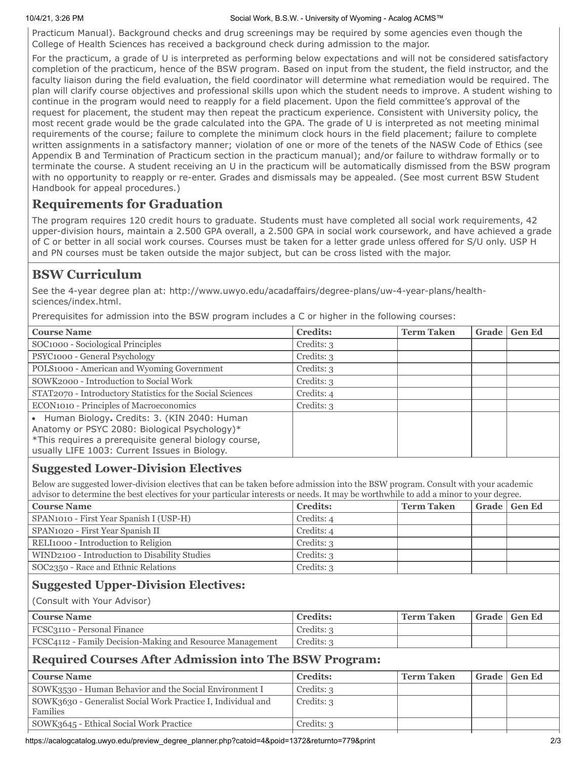Practicum Manual). Background checks and drug screenings may be required by some agencies even though the College of Health Sciences has received a background check during admission to the major.

For the practicum, a grade of U is interpreted as performing below expectations and will not be considered satisfactory completion of the practicum, hence of the BSW program. Based on input from the student, the field instructor, and the faculty liaison during the field evaluation, the field coordinator will determine what remediation would be required. The plan will clarify course objectives and professional skills upon which the student needs to improve. A student wishing to continue in the program would need to reapply for a field placement. Upon the field committee's approval of the request for placement, the student may then repeat the practicum experience. Consistent with University policy, the most recent grade would be the grade calculated into the GPA. The grade of U is interpreted as not meeting minimal requirements of the course; failure to complete the minimum clock hours in the field placement; failure to complete written assignments in a satisfactory manner; violation of one or more of the tenets of the NASW Code of Ethics (see Appendix B and Termination of Practicum section in the practicum manual); and/or failure to withdraw formally or to terminate the course. A student receiving an U in the practicum will be automatically dismissed from the BSW program with no opportunity to reapply or re-enter. Grades and dismissals may be appealed. (See most current BSW Student Handbook for appeal procedures.)

## Requirements for Graduation

The program requires 120 credit hours to graduate. Students must have completed all social work requirements, 42 upper-division hours, maintain a 2.500 GPA overall, a 2.500 GPA in social work coursework, and have achieved a grade of C or better in all social work courses. Courses must be taken for a letter grade unless offered for S/U only. USP H and PN courses must be taken outside the major subject, but can be cross listed with the major.

## BSW Curriculum

See the 4-year degree plan at: http://www.uwyo.edu/acadaffairs/degree-plans/uw-4-year-plans/health-sciences/index.html.

Prerequisites for admission into the BSW program includes a C or higher in the following courses:

| Course Name | Credits: | Term Taken | Grade | Gen Ed |
|---|---|---|---|---|
| SOC1000 - Sociological Principles | Credits: 3 | | | |
| PSYC1000 - General Psychology | Credits: 3 | | | |
| POLS1000 - American and Wyoming Government | Credits: 3 | | | |
| SOWK2000 - Introduction to Social Work | Credits: 3 | | | |
| STAT2070 - Introductory Statistics for the Social Sciences | Credits: 4 | | | |
| ECON1010 - Principles of Macroeconomics | Credits: 3 | | | |
| • Human Biology. Credits: 3. (KIN 2040: Human Anatomy or PSYC 2080: Biological Psychology)* *This requires a prerequisite general biology course, usually LIFE 1003: Current Issues in Biology. | | | | |

### Suggested Lower-Division Electives

Below are suggested lower-division electives that can be taken before admission into the BSW program. Consult with your academic advisor to determine the best electives for your particular interests or needs. It may be worthwhile to add a minor to your degree.

| Course Name | Credits: | Term Taken | Grade | Gen Ed |
|---|---|---|---|---|
| SPAN1010 - First Year Spanish I (USP-H) | Credits: 4 | | | |
| SPAN1020 - First Year Spanish II | Credits: 4 | | | |
| RELI1000 - Introduction to Religion | Credits: 3 | | | |
| WIND2100 - Introduction to Disability Studies | Credits: 3 | | | |
| SOC2350 - Race and Ethnic Relations | Credits: 3 | | | |

### Suggested Upper-Division Electives:

(Consult with Your Advisor)

| Course Name | Credits: | Term Taken | Grade | Gen Ed |
|---|---|---|---|---|
| FCSC3110 - Personal Finance | Credits: 3 | | | |
| FCSC4112 - Family Decision-Making and Resource Management | Credits: 3 | | | |

### Required Courses After Admission into The BSW Program:

| Course Name | Credits: | Term Taken | Grade | Gen Ed |
|---|---|---|---|---|
| SOWK3530 - Human Behavior and the Social Environment I | Credits: 3 | | | |
| SOWK3630 - Generalist Social Work Practice I, Individual and Families | Credits: 3 | | | |
| SOWK3645 - Ethical Social Work Practice | Credits: 3 | | | |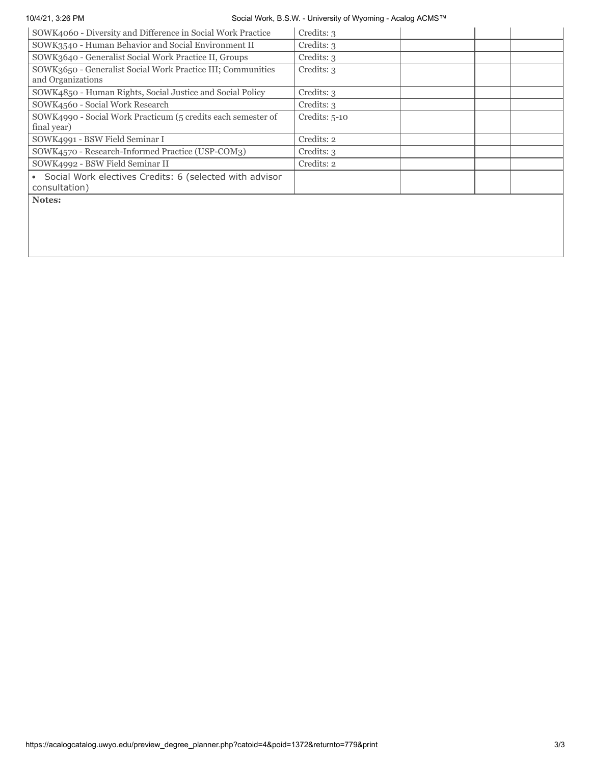| | | | | |
|---|---|---|---|---|
| SOWK4060 - Diversity and Difference in Social Work Practice | Credits: 3 | | | |
| SOWK3540 - Human Behavior and Social Environment II | Credits: 3 | | | |
| SOWK3640 - Generalist Social Work Practice II, Groups | Credits: 3 | | | |
| SOWK3650 - Generalist Social Work Practice III; Communities and Organizations | Credits: 3 | | | |
| SOWK4850 - Human Rights, Social Justice and Social Policy | Credits: 3 | | | |
| SOWK4560 - Social Work Research | Credits: 3 | | | |
| SOWK4990 - Social Work Practicum (5 credits each semester of final year) | Credits: 5-10 | | | |
| SOWK4991 - BSW Field Seminar I | Credits: 2 | | | |
| SOWK4570 - Research-Informed Practice (USP-COM3) | Credits: 3 | | | |
| SOWK4992 - BSW Field Seminar II | Credits: 2 | | | |
| • Social Work electives Credits: 6 (selected with advisor consultation) | | | | |

**Notes:**